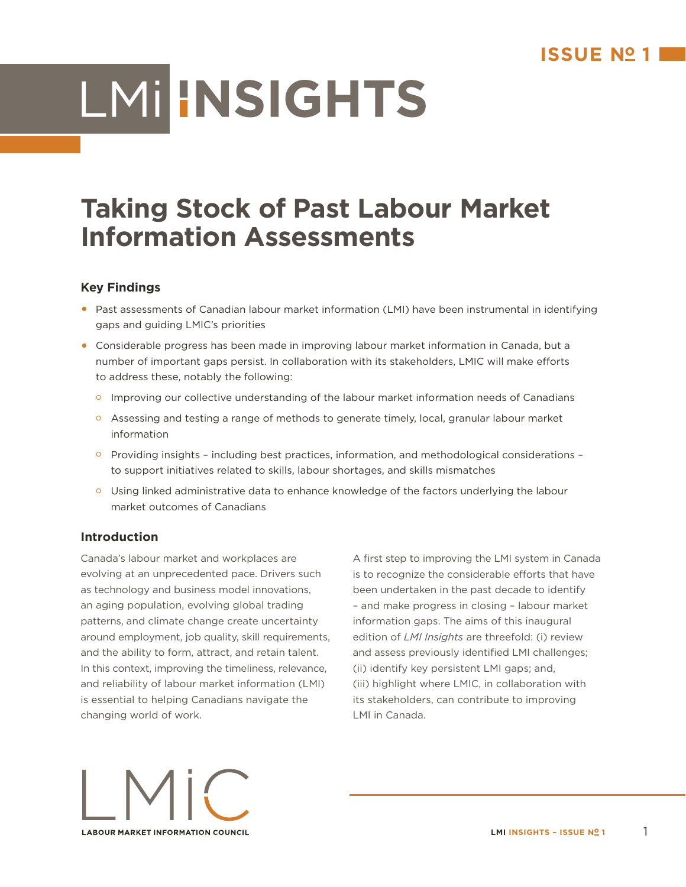# LMI INSIGHTS

ISSUE № 1

## Taking Stock of Past Labour Market Information Assessments

### Key Findings

- Past assessments of Canadian labour market information (LMI) have been instrumental in identifying gaps and guiding LMIC's priorities
- Considerable progress has been made in improving labour market information in Canada, but a number of important gaps persist. In collaboration with its stakeholders, LMIC will make efforts to address these, notably the following:
  - Improving our collective understanding of the labour market information needs of Canadians
  - Assessing and testing a range of methods to generate timely, local, granular labour market information
  - Providing insights – including best practices, information, and methodological considerations – to support initiatives related to skills, labour shortages, and skills mismatches
  - Using linked administrative data to enhance knowledge of the factors underlying the labour market outcomes of Canadians

### Introduction

Canada's labour market and workplaces are evolving at an unprecedented pace. Drivers such as technology and business model innovations, an aging population, evolving global trading patterns, and climate change create uncertainty around employment, job quality, skill requirements, and the ability to form, attract, and retain talent. In this context, improving the timeliness, relevance, and reliability of labour market information (LMI) is essential to helping Canadians navigate the changing world of work.

A first step to improving the LMI system in Canada is to recognize the considerable efforts that have been undertaken in the past decade to identify – and make progress in closing – labour market information gaps. The aims of this inaugural edition of *LMI Insights* are threefold: (i) review and assess previously identified LMI challenges; (ii) identify key persistent LMI gaps; and, (iii) highlight where LMIC, in collaboration with its stakeholders, can contribute to improving LMI in Canada.

LMIC
LABOUR MARKET INFORMATION COUNCIL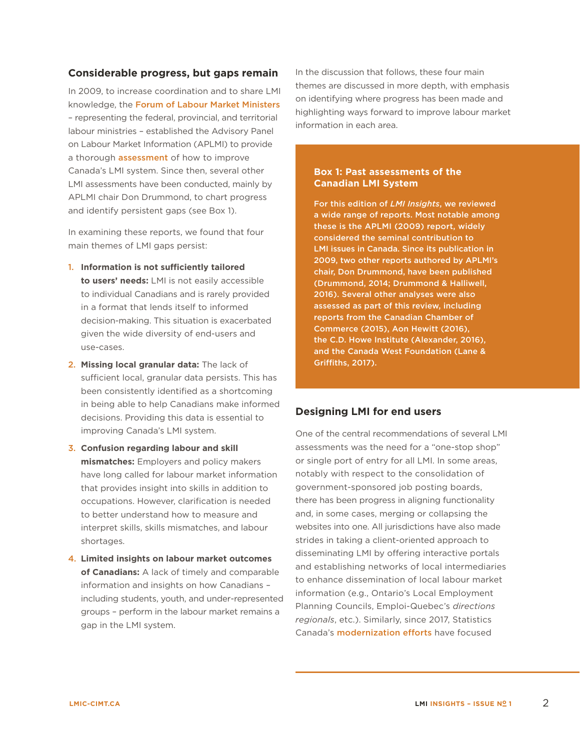## Considerable progress, but gaps remain

In 2009, to increase coordination and to share LMI knowledge, the Forum of Labour Market Ministers – representing the federal, provincial, and territorial labour ministries – established the Advisory Panel on Labour Market Information (APLMI) to provide a thorough assessment of how to improve Canada's LMI system. Since then, several other LMI assessments have been conducted, mainly by APLMI chair Don Drummond, to chart progress and identify persistent gaps (see Box 1).

In examining these reports, we found that four main themes of LMI gaps persist:

1. **Information is not sufficiently tailored to users' needs:** LMI is not easily accessible to individual Canadians and is rarely provided in a format that lends itself to informed decision-making. This situation is exacerbated given the wide diversity of end-users and use-cases.
2. **Missing local granular data:** The lack of sufficient local, granular data persists. This has been consistently identified as a shortcoming in being able to help Canadians make informed decisions. Providing this data is essential to improving Canada's LMI system.
3. **Confusion regarding labour and skill mismatches:** Employers and policy makers have long called for labour market information that provides insight into skills in addition to occupations. However, clarification is needed to better understand how to measure and interpret skills, skills mismatches, and labour shortages.
4. **Limited insights on labour market outcomes of Canadians:** A lack of timely and comparable information and insights on how Canadians – including students, youth, and under-represented groups – perform in the labour market remains a gap in the LMI system.

In the discussion that follows, these four main themes are discussed in more depth, with emphasis on identifying where progress has been made and highlighting ways forward to improve labour market information in each area.

> **Box 1: Past assessments of the Canadian LMI System**
>
> **For this edition of *LMI Insights*, we reviewed a wide range of reports. Most notable among these is the APLMI (2009) report, widely considered the seminal contribution to LMI issues in Canada. Since its publication in 2009, two other reports authored by APLMI's chair, Don Drummond, have been published (Drummond, 2014; Drummond & Halliwell, 2016). Several other analyses were also assessed as part of this review, including reports from the Canadian Chamber of Commerce (2015), Aon Hewitt (2016), the C.D. Howe Institute (Alexander, 2016), and the Canada West Foundation (Lane & Griffiths, 2017).**

## Designing LMI for end users

One of the central recommendations of several LMI assessments was the need for a "one-stop shop" or single port of entry for all LMI. In some areas, notably with respect to the consolidation of government-sponsored job posting boards, there has been progress in aligning functionality and, in some cases, merging or collapsing the websites into one. All jurisdictions have also made strides in taking a client-oriented approach to disseminating LMI by offering interactive portals and establishing networks of local intermediaries to enhance dissemination of local labour market information (e.g., Ontario's Local Employment Planning Councils, Emploi-Quebec's *directions regionals*, etc.). Similarly, since 2017, Statistics Canada's modernization efforts have focused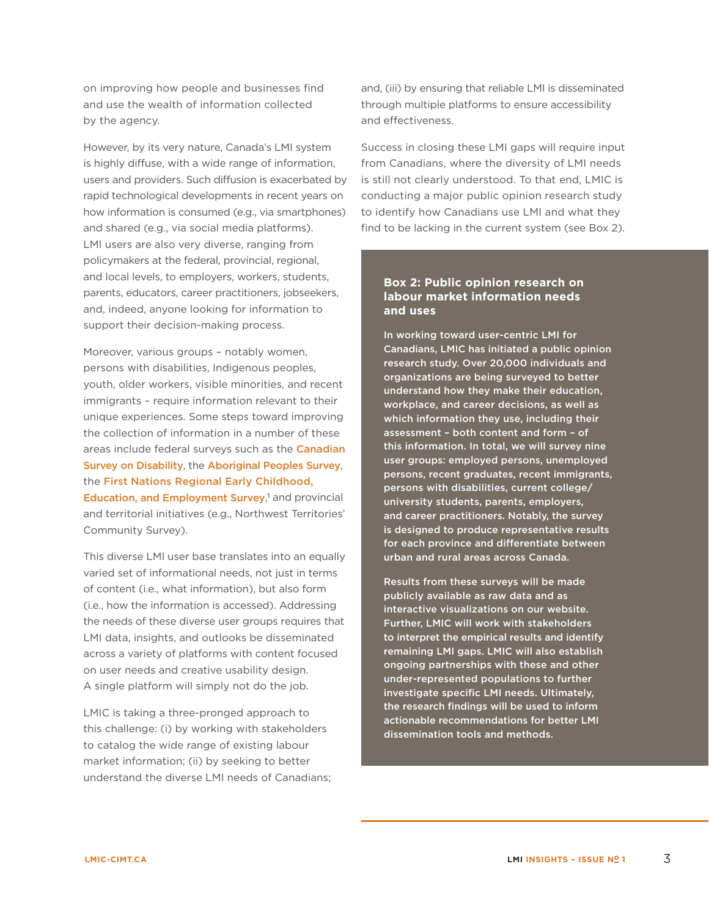on improving how people and businesses find and use the wealth of information collected by the agency.

However, by its very nature, Canada's LMI system is highly diffuse, with a wide range of information, users and providers. Such diffusion is exacerbated by rapid technological developments in recent years on how information is consumed (e.g., via smartphones) and shared (e.g., via social media platforms). LMI users are also very diverse, ranging from policymakers at the federal, provincial, regional, and local levels, to employers, workers, students, parents, educators, career practitioners, jobseekers, and, indeed, anyone looking for information to support their decision-making process.

Moreover, various groups – notably women, persons with disabilities, Indigenous peoples, youth, older workers, visible minorities, and recent immigrants – require information relevant to their unique experiences. Some steps toward improving the collection of information in a number of these areas include federal surveys such as the Canadian Survey on Disability, the Aboriginal Peoples Survey, the First Nations Regional Early Childhood, Education, and Employment Survey,[1] and provincial and territorial initiatives (e.g., Northwest Territories' Community Survey).

This diverse LMI user base translates into an equally varied set of informational needs, not just in terms of content (i.e., what information), but also form (i.e., how the information is accessed). Addressing the needs of these diverse user groups requires that LMI data, insights, and outlooks be disseminated across a variety of platforms with content focused on user needs and creative usability design. A single platform will simply not do the job.

LMIC is taking a three-pronged approach to this challenge: (i) by working with stakeholders to catalog the wide range of existing labour market information; (ii) by seeking to better understand the diverse LMI needs of Canadians; and, (iii) by ensuring that reliable LMI is disseminated through multiple platforms to ensure accessibility and effectiveness.

Success in closing these LMI gaps will require input from Canadians, where the diversity of LMI needs is still not clearly understood. To that end, LMIC is conducting a major public opinion research study to identify how Canadians use LMI and what they find to be lacking in the current system (see Box 2).

### Box 2: Public opinion research on labour market information needs and uses

**In working toward user-centric LMI for Canadians, LMIC has initiated a public opinion research study. Over 20,000 individuals and organizations are being surveyed to better understand how they make their education, workplace, and career decisions, as well as which information they use, including their assessment – both content and form – of this information. In total, we will survey nine user groups: employed persons, unemployed persons, recent graduates, recent immigrants, persons with disabilities, current college/university students, parents, employers, and career practitioners. Notably, the survey is designed to produce representative results for each province and differentiate between urban and rural areas across Canada.**

**Results from these surveys will be made publicly available as raw data and as interactive visualizations on our website. Further, LMIC will work with stakeholders to interpret the empirical results and identify remaining LMI gaps. LMIC will also establish ongoing partnerships with these and other under-represented populations to further investigate specific LMI needs. Ultimately, the research findings will be used to inform actionable recommendations for better LMI dissemination tools and methods.**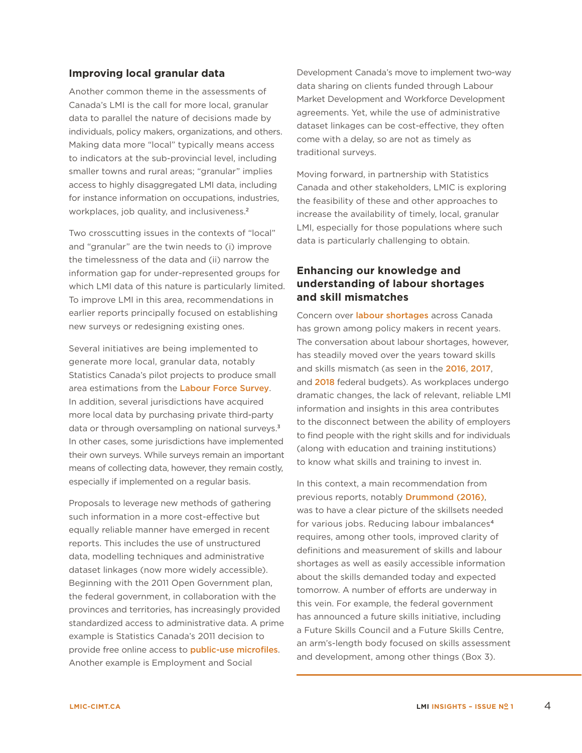## Improving local granular data

Another common theme in the assessments of Canada's LMI is the call for more local, granular data to parallel the nature of decisions made by individuals, policy makers, organizations, and others. Making data more "local" typically means access to indicators at the sub-provincial level, including smaller towns and rural areas; "granular" implies access to highly disaggregated LMI data, including for instance information on occupations, industries, workplaces, job quality, and inclusiveness.[2]

Two crosscutting issues in the contexts of "local" and "granular" are the twin needs to (i) improve the timelessness of the data and (ii) narrow the information gap for under-represented groups for which LMI data of this nature is particularly limited. To improve LMI in this area, recommendations in earlier reports principally focused on establishing new surveys or redesigning existing ones.

Several initiatives are being implemented to generate more local, granular data, notably Statistics Canada's pilot projects to produce small area estimations from the Labour Force Survey. In addition, several jurisdictions have acquired more local data by purchasing private third-party data or through oversampling on national surveys.[3] In other cases, some jurisdictions have implemented their own surveys. While surveys remain an important means of collecting data, however, they remain costly, especially if implemented on a regular basis.

Proposals to leverage new methods of gathering such information in a more cost-effective but equally reliable manner have emerged in recent reports. This includes the use of unstructured data, modelling techniques and administrative dataset linkages (now more widely accessible). Beginning with the 2011 Open Government plan, the federal government, in collaboration with the provinces and territories, has increasingly provided standardized access to administrative data. A prime example is Statistics Canada's 2011 decision to provide free online access to public-use microfiles. Another example is Employment and Social Development Canada's move to implement two-way data sharing on clients funded through Labour Market Development and Workforce Development agreements. Yet, while the use of administrative dataset linkages can be cost-effective, they often come with a delay, so are not as timely as traditional surveys.

Moving forward, in partnership with Statistics Canada and other stakeholders, LMIC is exploring the feasibility of these and other approaches to increase the availability of timely, local, granular LMI, especially for those populations where such data is particularly challenging to obtain.

## Enhancing our knowledge and understanding of labour shortages and skill mismatches

Concern over labour shortages across Canada has grown among policy makers in recent years. The conversation about labour shortages, however, has steadily moved over the years toward skills and skills mismatch (as seen in the 2016, 2017, and 2018 federal budgets). As workplaces undergo dramatic changes, the lack of relevant, reliable LMI information and insights in this area contributes to the disconnect between the ability of employers to find people with the right skills and for individuals (along with education and training institutions) to know what skills and training to invest in.

In this context, a main recommendation from previous reports, notably Drummond (2016), was to have a clear picture of the skillsets needed for various jobs. Reducing labour imbalances[4] requires, among other tools, improved clarity of definitions and measurement of skills and labour shortages as well as easily accessible information about the skills demanded today and expected tomorrow. A number of efforts are underway in this vein. For example, the federal government has announced a future skills initiative, including a Future Skills Council and a Future Skills Centre, an arm's-length body focused on skills assessment and development, among other things (Box 3).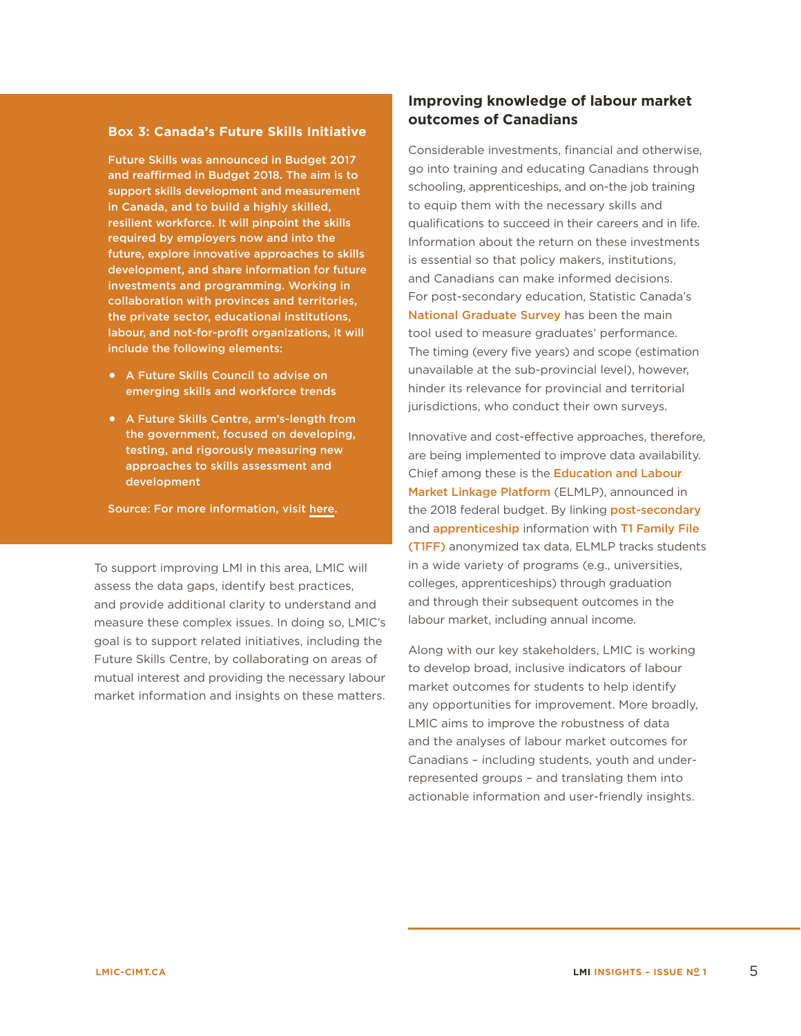### Box 3: Canada's Future Skills Initiative

**Future Skills was announced in Budget 2017 and reaffirmed in Budget 2018. The aim is to support skills development and measurement in Canada, and to build a highly skilled, resilient workforce. It will pinpoint the skills required by employers now and into the future, explore innovative approaches to skills development, and share information for future investments and programming. Working in collaboration with provinces and territories, the private sector, educational institutions, labour, and not-for-profit organizations, it will include the following elements:**

- **A Future Skills Council to advise on emerging skills and workforce trends**
- **A Future Skills Centre, arm's-length from the government, focused on developing, testing, and rigorously measuring new approaches to skills assessment and development**

**Source: For more information, visit here.**

To support improving LMI in this area, LMIC will assess the data gaps, identify best practices, and provide additional clarity to understand and measure these complex issues. In doing so, LMIC's goal is to support related initiatives, including the Future Skills Centre, by collaborating on areas of mutual interest and providing the necessary labour market information and insights on these matters.

## Improving knowledge of labour market outcomes of Canadians

Considerable investments, financial and otherwise, go into training and educating Canadians through schooling, apprenticeships, and on-the job training to equip them with the necessary skills and qualifications to succeed in their careers and in life. Information about the return on these investments is essential so that policy makers, institutions, and Canadians can make informed decisions. For post-secondary education, Statistic Canada's National Graduate Survey has been the main tool used to measure graduates' performance. The timing (every five years) and scope (estimation unavailable at the sub-provincial level), however, hinder its relevance for provincial and territorial jurisdictions, who conduct their own surveys.

Innovative and cost-effective approaches, therefore, are being implemented to improve data availability. Chief among these is the Education and Labour Market Linkage Platform (ELMLP), announced in the 2018 federal budget. By linking post-secondary and apprenticeship information with T1 Family File (T1FF) anonymized tax data, ELMLP tracks students in a wide variety of programs (e.g., universities, colleges, apprenticeships) through graduation and through their subsequent outcomes in the labour market, including annual income.

Along with our key stakeholders, LMIC is working to develop broad, inclusive indicators of labour market outcomes for students to help identify any opportunities for improvement. More broadly, LMIC aims to improve the robustness of data and the analyses of labour market outcomes for Canadians – including students, youth and under-represented groups – and translating them into actionable information and user-friendly insights.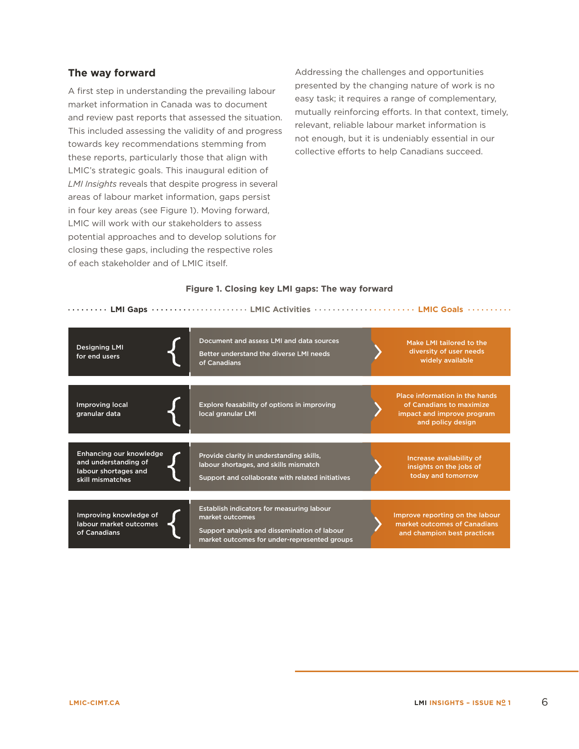## The way forward

A first step in understanding the prevailing labour market information in Canada was to document and review past reports that assessed the situation. This included assessing the validity of and progress towards key recommendations stemming from these reports, particularly those that align with LMIC's strategic goals. This inaugural edition of *LMI Insights* reveals that despite progress in several areas of labour market information, gaps persist in four key areas (see Figure 1). Moving forward, LMIC will work with our stakeholders to assess potential approaches and to develop solutions for closing these gaps, including the respective roles of each stakeholder and of LMIC itself.

Addressing the challenges and opportunities presented by the changing nature of work is no easy task; it requires a range of complementary, mutually reinforcing efforts. In that context, timely, relevant, reliable labour market information is not enough, but it is undeniably essential in our collective efforts to help Canadians succeed.

**Figure 1. Closing key LMI gaps: The way forward**

| LMI Gaps | LMIC Activities | LMIC Goals |
| --- | --- | --- |
| Designing LMI for end users | Document and assess LMI and data sources<br>Better understand the diverse LMI needs of Canadians | Make LMI tailored to the diversity of user needs widely available |
| Improving local granular data | Explore feasability of options in improving local granular LMI | Place information in the hands of Canadians to maximize impact and improve program and policy design |
| Enhancing our knowledge and understanding of labour shortages and skill mismatches | Provide clarity in understanding skills, labour shortages, and skills mismatch<br>Support and collaborate with related initiatives | Increase availability of insights on the jobs of today and tomorrow |
| Improving knowledge of labour market outcomes of Canadians | Establish indicators for measuring labour market outcomes<br>Support analysis and dissemination of labour market outcomes for under-represented groups | Improve reporting on the labour market outcomes of Canadians and champion best practices |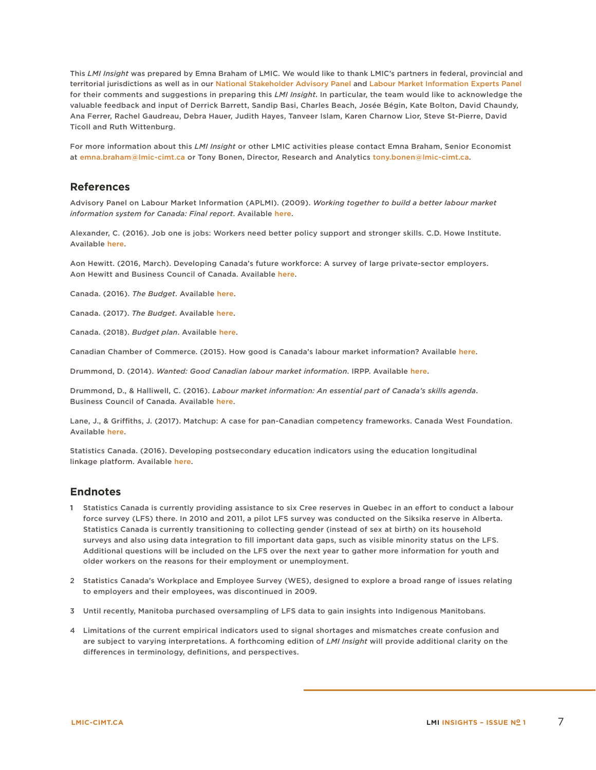This *LMI Insight* was prepared by Emna Braham of LMIC. We would like to thank LMIC's partners in federal, provincial and territorial jurisdictions as well as in our National Stakeholder Advisory Panel and Labour Market Information Experts Panel for their comments and suggestions in preparing this *LMI Insight*. In particular, the team would like to acknowledge the valuable feedback and input of Derrick Barrett, Sandip Basi, Charles Beach, Josée Bégin, Kate Bolton, David Chaundy, Ana Ferrer, Rachel Gaudreau, Debra Hauer, Judith Hayes, Tanveer Islam, Karen Charnow Lior, Steve St-Pierre, David Ticoll and Ruth Wittenburg.

For more information about this *LMI Insight* or other LMIC activities please contact Emna Braham, Senior Economist at emna.braham@lmic-cimt.ca or Tony Bonen, Director, Research and Analytics tony.bonen@lmic-cimt.ca.

## References

Advisory Panel on Labour Market Information (APLMI). (2009). *Working together to build a better labour market information system for Canada: Final report*. Available here.

Alexander, C. (2016). Job one is jobs: Workers need better policy support and stronger skills. C.D. Howe Institute. Available here.

Aon Hewitt. (2016, March). Developing Canada's future workforce: A survey of large private-sector employers. Aon Hewitt and Business Council of Canada. Available here.

Canada. (2016). *The Budget*. Available here.

Canada. (2017). *The Budget*. Available here.

Canada. (2018). *Budget plan*. Available here.

Canadian Chamber of Commerce. (2015). How good is Canada's labour market information? Available here.

Drummond, D. (2014). *Wanted: Good Canadian labour market information*. IRPP. Available here.

Drummond, D., & Halliwell, C. (2016). *Labour market information: An essential part of Canada's skills agenda*. Business Council of Canada. Available here.

Lane, J., & Griffiths, J. (2017). Matchup: A case for pan-Canadian competency frameworks. Canada West Foundation. Available here.

Statistics Canada. (2016). Developing postsecondary education indicators using the education longitudinal linkage platform. Available here.

## Endnotes

1. Statistics Canada is currently providing assistance to six Cree reserves in Quebec in an effort to conduct a labour force survey (LFS) there. In 2010 and 2011, a pilot LFS survey was conducted on the Siksika reserve in Alberta. Statistics Canada is currently transitioning to collecting gender (instead of sex at birth) on its household surveys and also using data integration to fill important data gaps, such as visible minority status on the LFS. Additional questions will be included on the LFS over the next year to gather more information for youth and older workers on the reasons for their employment or unemployment.

2. Statistics Canada's Workplace and Employee Survey (WES), designed to explore a broad range of issues relating to employers and their employees, was discontinued in 2009.

3. Until recently, Manitoba purchased oversampling of LFS data to gain insights into Indigenous Manitobans.

4. Limitations of the current empirical indicators used to signal shortages and mismatches create confusion and are subject to varying interpretations. A forthcoming edition of *LMI Insight* will provide additional clarity on the differences in terminology, definitions, and perspectives.